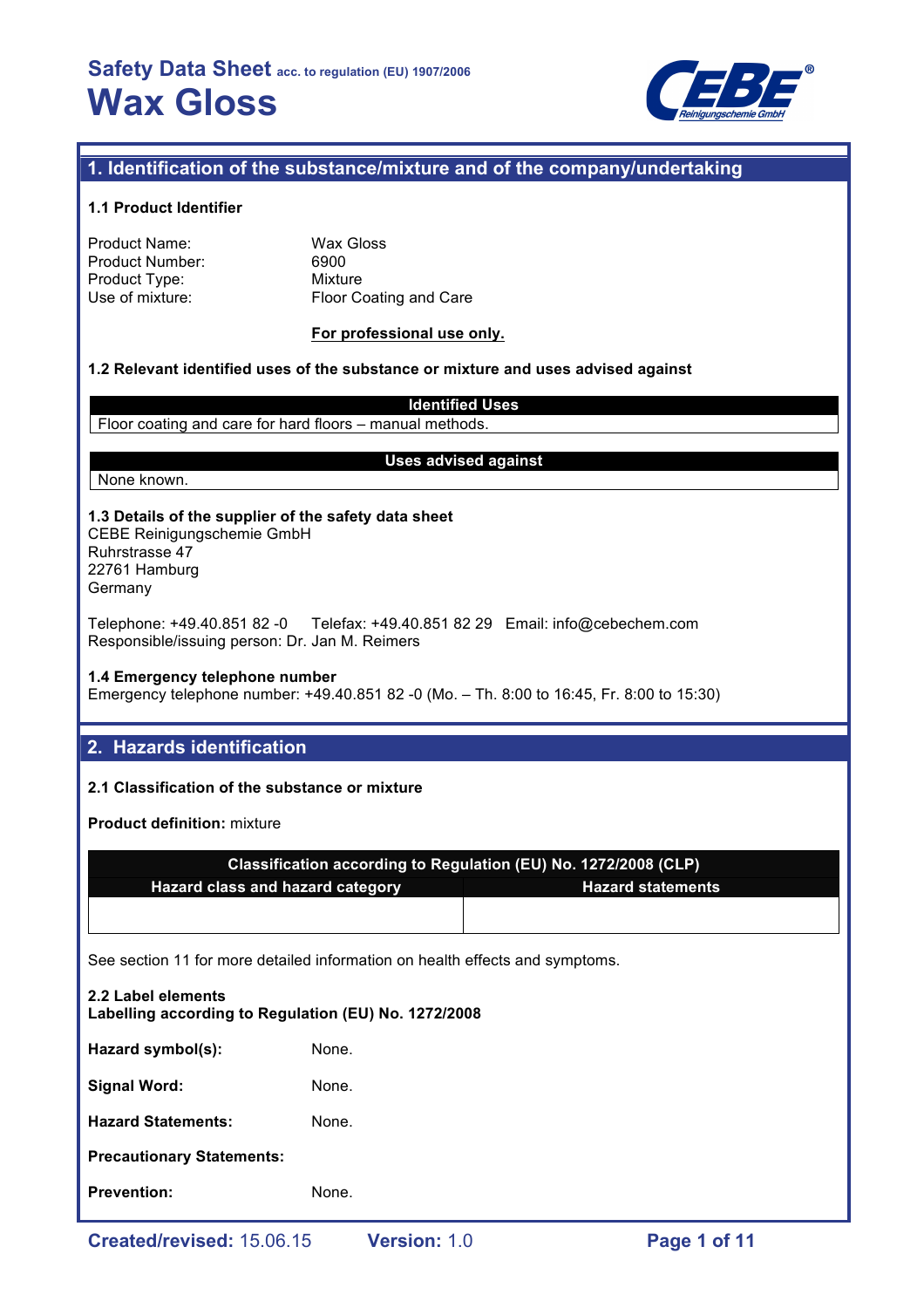# Safety Data Sheet acc. to regulation (EU) 1907/2006

# Wax Gloss

## 1. Identification of the substance/mixture and of the company/undertaking

### 1.1 Product Identifier

Product Name: Wax Gloss
Product Number: 6900
Product Type: Mixture
Use of mixture: Floor Coating and Care

**For professional use only.**

### 1.2 Relevant identified uses of the substance or mixture and uses advised against

| Identified Uses |
|---|
| Floor coating and care for hard floors – manual methods. |

| Uses advised against |
|---|
| None known. |

### 1.3 Details of the supplier of the safety data sheet

CEBE Reinigungschemie GmbH
Ruhrstrasse 47
22761 Hamburg
Germany

Telephone: +49.40.851 82 -0 Telefax: +49.40.851 82 29 Email: info@cebechem.com
Responsible/issuing person: Dr. Jan M. Reimers

### 1.4 Emergency telephone number

Emergency telephone number: +49.40.851 82 -0 (Mo. – Th. 8:00 to 16:45, Fr. 8:00 to 15:30)

## 2. Hazards identification

### 2.1 Classification of the substance or mixture

**Product definition:** mixture

| Classification according to Regulation (EU) No. 1272/2008 (CLP) | |
|---|---|
| **Hazard class and hazard category** | **Hazard statements** |
| | |

See section 11 for more detailed information on health effects and symptoms.

### 2.2 Label elements

**Labelling according to Regulation (EU) No. 1272/2008**

**Hazard symbol(s):** None.

**Signal Word:** None.

**Hazard Statements:** None.

**Precautionary Statements:**

**Prevention:** None.

Created/revised: 15.06.15 Version: 1.0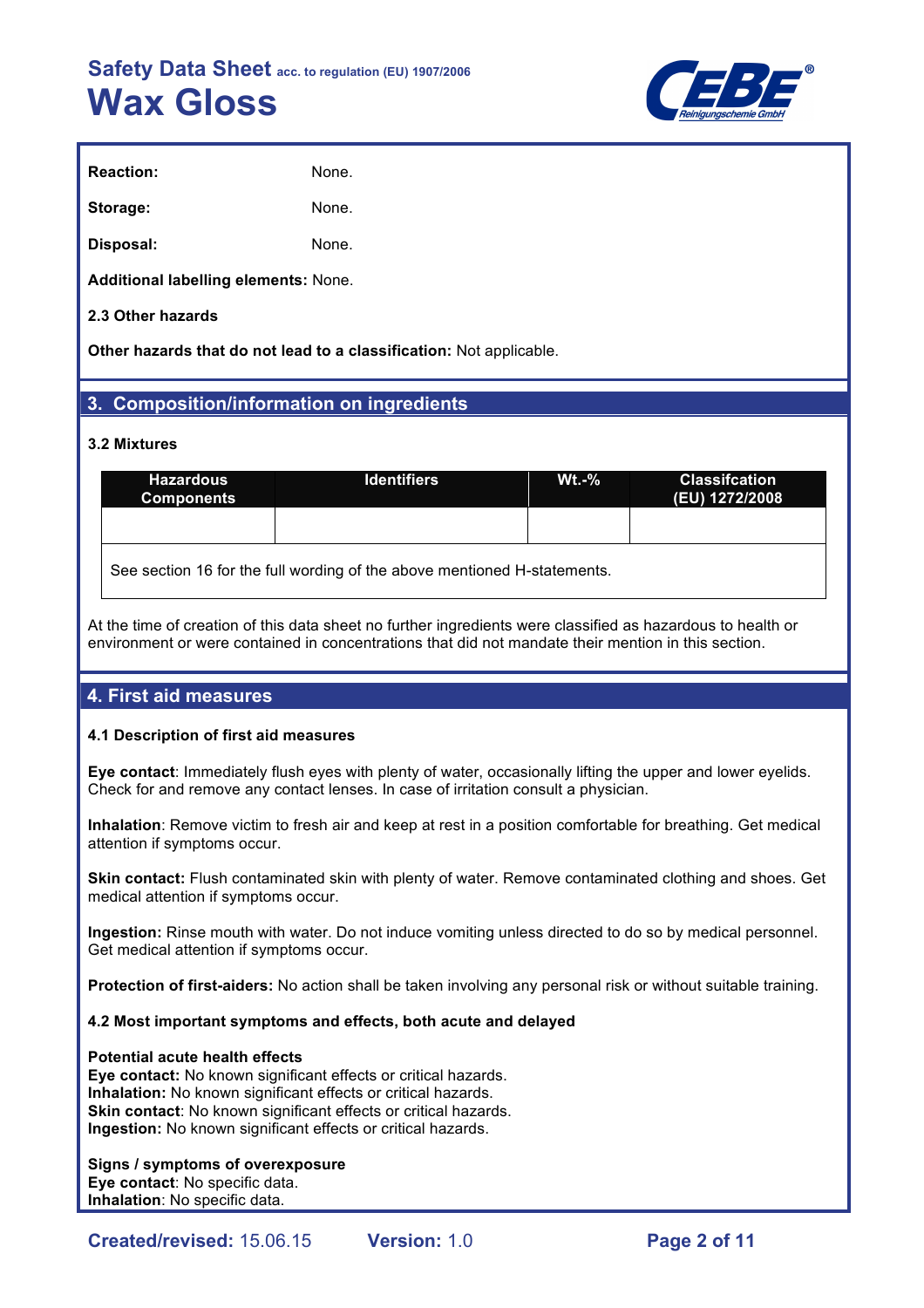**Reaction:** None.

**Storage:** None.

**Disposal:** None.

**Additional labelling elements:** None.

**2.3 Other hazards**

**Other hazards that do not lead to a classification:** Not applicable.

## 3. Composition/information on ingredients

**3.2 Mixtures**

| Hazardous Components | Identifiers | Wt.-% | Classifcation (EU) 1272/2008 |
|---|---|---|---|
| | | | |
| See section 16 for the full wording of the above mentioned H-statements. | | | |

At the time of creation of this data sheet no further ingredients were classified as hazardous to health or environment or were contained in concentrations that did not mandate their mention in this section.

## 4. First aid measures

**4.1 Description of first aid measures**

**Eye contact**: Immediately flush eyes with plenty of water, occasionally lifting the upper and lower eyelids. Check for and remove any contact lenses. In case of irritation consult a physician.

**Inhalation**: Remove victim to fresh air and keep at rest in a position comfortable for breathing. Get medical attention if symptoms occur.

**Skin contact:** Flush contaminated skin with plenty of water. Remove contaminated clothing and shoes. Get medical attention if symptoms occur.

**Ingestion:** Rinse mouth with water. Do not induce vomiting unless directed to do so by medical personnel. Get medical attention if symptoms occur.

**Protection of first-aiders:** No action shall be taken involving any personal risk or without suitable training.

**4.2 Most important symptoms and effects, both acute and delayed**

**Potential acute health effects**
**Eye contact:** No known significant effects or critical hazards.
**Inhalation:** No known significant effects or critical hazards.
**Skin contact**: No known significant effects or critical hazards.
**Ingestion:** No known significant effects or critical hazards.

**Signs / symptoms of overexposure**
**Eye contact**: No specific data.
**Inhalation**: No specific data.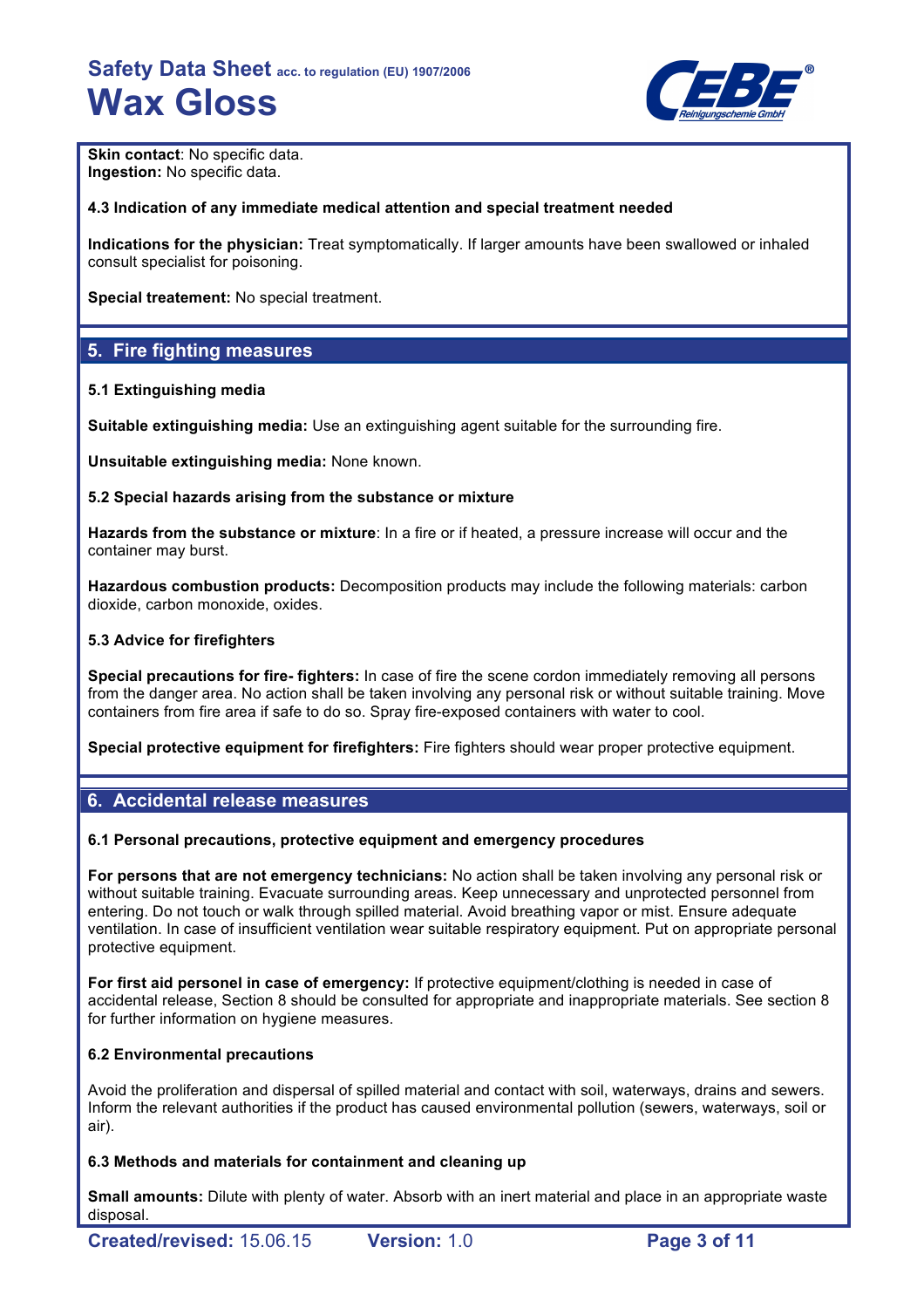**Skin contact**: No specific data.
**Ingestion:** No specific data.

**4.3 Indication of any immediate medical attention and special treatment needed**

**Indications for the physician:** Treat symptomatically. If larger amounts have been swallowed or inhaled consult specialist for poisoning.

**Special treatement:** No special treatment.

## 5. Fire fighting measures

**5.1 Extinguishing media**

**Suitable extinguishing media:** Use an extinguishing agent suitable for the surrounding fire.

**Unsuitable extinguishing media:** None known.

**5.2 Special hazards arising from the substance or mixture**

**Hazards from the substance or mixture**: In a fire or if heated, a pressure increase will occur and the container may burst.

**Hazardous combustion products:** Decomposition products may include the following materials: carbon dioxide, carbon monoxide, oxides.

**5.3 Advice for firefighters**

**Special precautions for fire- fighters:** In case of fire the scene cordon immediately removing all persons from the danger area. No action shall be taken involving any personal risk or without suitable training. Move containers from fire area if safe to do so. Spray fire-exposed containers with water to cool.

**Special protective equipment for firefighters:** Fire fighters should wear proper protective equipment.

## 6. Accidental release measures

**6.1 Personal precautions, protective equipment and emergency procedures**

**For persons that are not emergency technicians:** No action shall be taken involving any personal risk or without suitable training. Evacuate surrounding areas. Keep unnecessary and unprotected personnel from entering. Do not touch or walk through spilled material. Avoid breathing vapor or mist. Ensure adequate ventilation. In case of insufficient ventilation wear suitable respiratory equipment. Put on appropriate personal protective equipment.

**For first aid personel in case of emergency:** If protective equipment/clothing is needed in case of accidental release, Section 8 should be consulted for appropriate and inappropriate materials. See section 8 for further information on hygiene measures.

**6.2 Environmental precautions**

Avoid the proliferation and dispersal of spilled material and contact with soil, waterways, drains and sewers. Inform the relevant authorities if the product has caused environmental pollution (sewers, waterways, soil or air).

**6.3 Methods and materials for containment and cleaning up**

**Small amounts:** Dilute with plenty of water. Absorb with an inert material and place in an appropriate waste disposal.

**Created/revised:** 15.06.15 **Version:** 1.0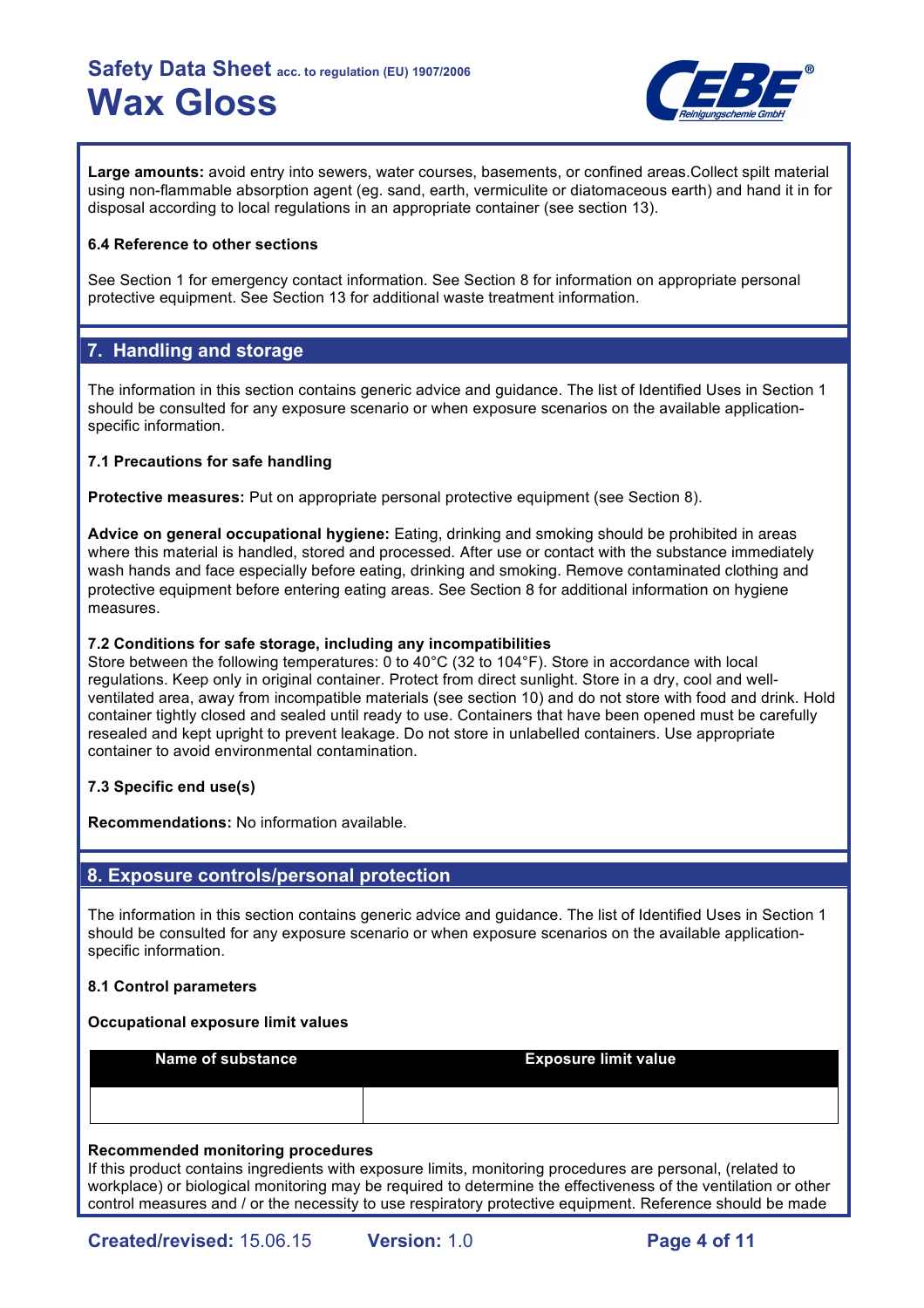**Large amounts:** avoid entry into sewers, water courses, basements, or confined areas.Collect spilt material using non-flammable absorption agent (eg. sand, earth, vermiculite or diatomaceous earth) and hand it in for disposal according to local regulations in an appropriate container (see section 13).

**6.4 Reference to other sections**

See Section 1 for emergency contact information. See Section 8 for information on appropriate personal protective equipment. See Section 13 for additional waste treatment information.

## 7. Handling and storage

The information in this section contains generic advice and guidance. The list of Identified Uses in Section 1 should be consulted for any exposure scenario or when exposure scenarios on the available application-specific information.

**7.1 Precautions for safe handling**

**Protective measures:** Put on appropriate personal protective equipment (see Section 8).

**Advice on general occupational hygiene:** Eating, drinking and smoking should be prohibited in areas where this material is handled, stored and processed. After use or contact with the substance immediately wash hands and face especially before eating, drinking and smoking. Remove contaminated clothing and protective equipment before entering eating areas. See Section 8 for additional information on hygiene measures.

**7.2 Conditions for safe storage, including any incompatibilities**
Store between the following temperatures: 0 to 40°C (32 to 104°F). Store in accordance with local regulations. Keep only in original container. Protect from direct sunlight. Store in a dry, cool and well-ventilated area, away from incompatible materials (see section 10) and do not store with food and drink. Hold container tightly closed and sealed until ready to use. Containers that have been opened must be carefully resealed and kept upright to prevent leakage. Do not store in unlabelled containers. Use appropriate container to avoid environmental contamination.

**7.3 Specific end use(s)**

**Recommendations:** No information available.

## 8. Exposure controls/personal protection

The information in this section contains generic advice and guidance. The list of Identified Uses in Section 1 should be consulted for any exposure scenario or when exposure scenarios on the available application-specific information.

**8.1 Control parameters**

**Occupational exposure limit values**

| Name of substance | Exposure limit value |
|---|---|
| | |

**Recommended monitoring procedures**
If this product contains ingredients with exposure limits, monitoring procedures are personal, (related to workplace) or biological monitoring may be required to determine the effectiveness of the ventilation or other control measures and / or the necessity to use respiratory protective equipment. Reference should be made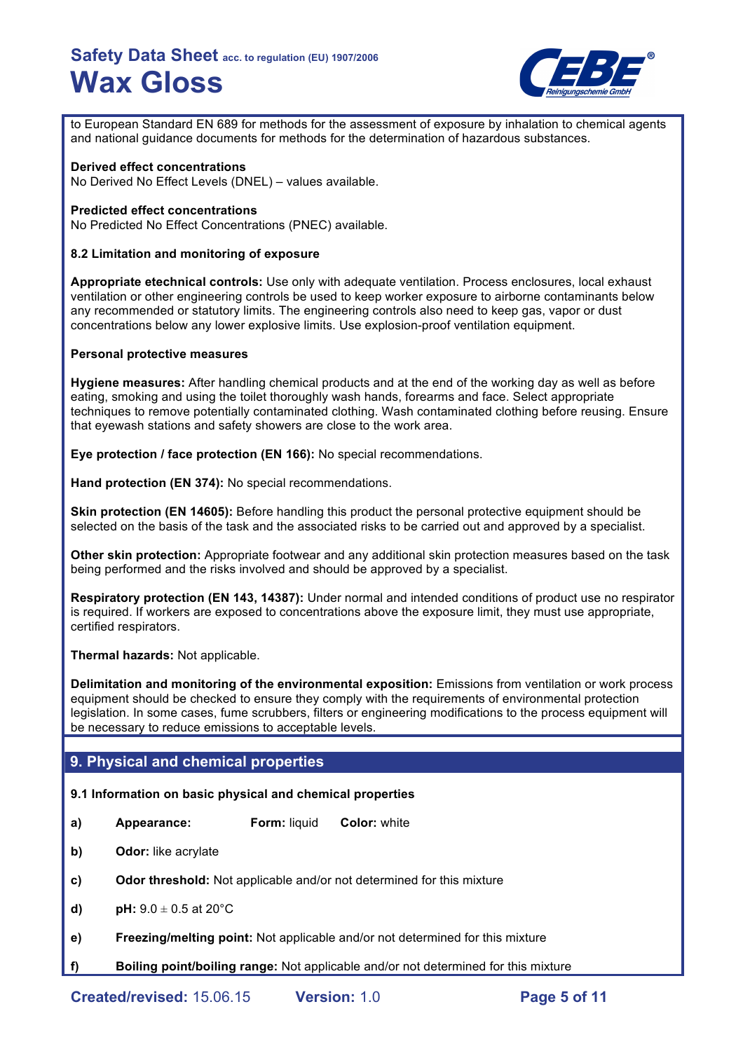to European Standard EN 689 for methods for the assessment of exposure by inhalation to chemical agents and national guidance documents for methods for the determination of hazardous substances.

**Derived effect concentrations**
No Derived No Effect Levels (DNEL) – values available.

**Predicted effect concentrations**
No Predicted No Effect Concentrations (PNEC) available.

**8.2 Limitation and monitoring of exposure**

**Appropriate etechnical controls:** Use only with adequate ventilation. Process enclosures, local exhaust ventilation or other engineering controls be used to keep worker exposure to airborne contaminants below any recommended or statutory limits. The engineering controls also need to keep gas, vapor or dust concentrations below any lower explosive limits. Use explosion-proof ventilation equipment.

**Personal protective measures**

**Hygiene measures:** After handling chemical products and at the end of the working day as well as before eating, smoking and using the toilet thoroughly wash hands, forearms and face. Select appropriate techniques to remove potentially contaminated clothing. Wash contaminated clothing before reusing. Ensure that eyewash stations and safety showers are close to the work area.

**Eye protection / face protection (EN 166):** No special recommendations.

**Hand protection (EN 374):** No special recommendations.

**Skin protection (EN 14605):** Before handling this product the personal protective equipment should be selected on the basis of the task and the associated risks to be carried out and approved by a specialist.

**Other skin protection:** Appropriate footwear and any additional skin protection measures based on the task being performed and the risks involved and should be approved by a specialist.

**Respiratory protection (EN 143, 14387):** Under normal and intended conditions of product use no respirator is required. If workers are exposed to concentrations above the exposure limit, they must use appropriate, certified respirators.

**Thermal hazards:** Not applicable.

**Delimitation and monitoring of the environmental exposition:** Emissions from ventilation or work process equipment should be checked to ensure they comply with the requirements of environmental protection legislation. In some cases, fume scrubbers, filters or engineering modifications to the process equipment will be necessary to reduce emissions to acceptable levels.

## 9. Physical and chemical properties

**9.1 Information on basic physical and chemical properties**

- **a)** **Appearance:** **Form:** liquid **Color:** white
- **b)** **Odor:** like acrylate
- **c)** **Odor threshold:** Not applicable and/or not determined for this mixture
- **d)** **pH:** 9.0 ± 0.5 at 20°C
- **e)** **Freezing/melting point:** Not applicable and/or not determined for this mixture
- **f)** **Boiling point/boiling range:** Not applicable and/or not determined for this mixture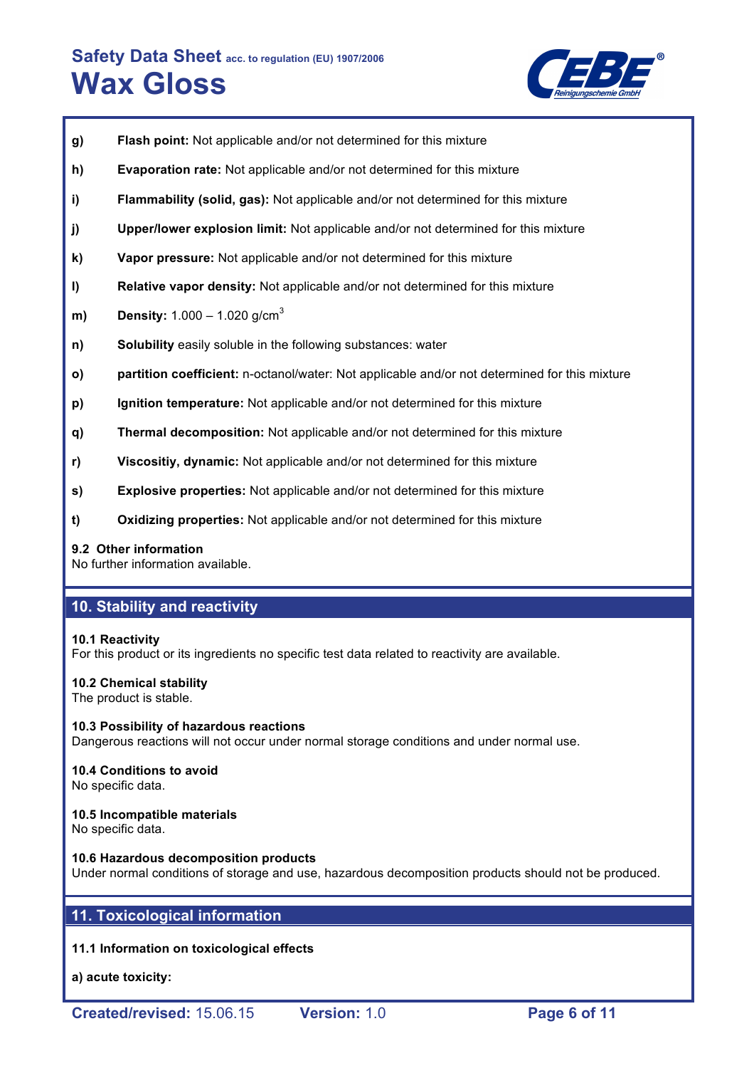**g)** **Flash point:** Not applicable and/or not determined for this mixture

**h)** **Evaporation rate:** Not applicable and/or not determined for this mixture

**i)** **Flammability (solid, gas):** Not applicable and/or not determined for this mixture

**j)** **Upper/lower explosion limit:** Not applicable and/or not determined for this mixture

**k)** **Vapor pressure:** Not applicable and/or not determined for this mixture

**l)** **Relative vapor density:** Not applicable and/or not determined for this mixture

**m)** **Density:** 1.000 – 1.020 g/cm$^3$

**n)** **Solubility** easily soluble in the following substances: water

**o)** **partition coefficient:** n-octanol/water: Not applicable and/or not determined for this mixture

**p)** **Ignition temperature:** Not applicable and/or not determined for this mixture

**q)** **Thermal decomposition:** Not applicable and/or not determined for this mixture

**r)** **Viscositiy, dynamic:** Not applicable and/or not determined for this mixture

**s)** **Explosive properties:** Not applicable and/or not determined for this mixture

**t)** **Oxidizing properties:** Not applicable and/or not determined for this mixture

**9.2 Other information**
No further information available.

## 10. Stability and reactivity

**10.1 Reactivity**
For this product or its ingredients no specific test data related to reactivity are available.

**10.2 Chemical stability**
The product is stable.

**10.3 Possibility of hazardous reactions**
Dangerous reactions will not occur under normal storage conditions and under normal use.

**10.4 Conditions to avoid**
No specific data.

**10.5 Incompatible materials**
No specific data.

**10.6 Hazardous decomposition products**
Under normal conditions of storage and use, hazardous decomposition products should not be produced.

## 11. Toxicological information

**11.1 Information on toxicological effects**

**a) acute toxicity:**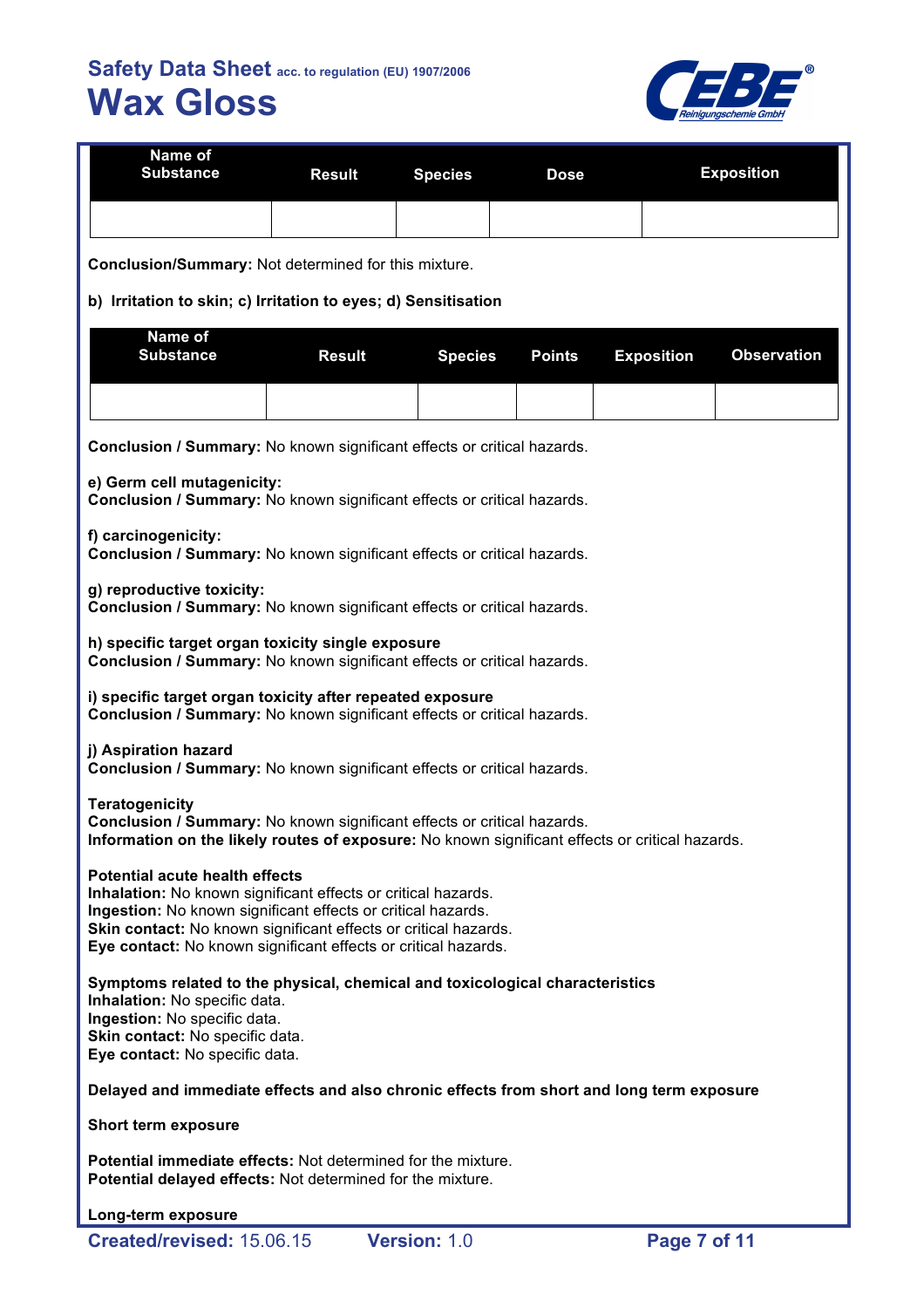| Name of Substance | Result | Species | Dose | Exposition |
|---|---|---|---|---|
| | | | | |

**Conclusion/Summary:** Not determined for this mixture.

**b) Irritation to skin; c) Irritation to eyes; d) Sensitisation**

| Name of Substance | Result | Species | Points | Exposition | Observation |
|---|---|---|---|---|---|
| | | | | | |

**Conclusion / Summary:** No known significant effects or critical hazards.

**e) Germ cell mutagenicity:**
**Conclusion / Summary:** No known significant effects or critical hazards.

**f) carcinogenicity:**
**Conclusion / Summary:** No known significant effects or critical hazards.

**g) reproductive toxicity:**
**Conclusion / Summary:** No known significant effects or critical hazards.

**h) specific target organ toxicity single exposure**
**Conclusion / Summary:** No known significant effects or critical hazards.

**i) specific target organ toxicity after repeated exposure**
**Conclusion / Summary:** No known significant effects or critical hazards.

**j) Aspiration hazard**
**Conclusion / Summary:** No known significant effects or critical hazards.

**Teratogenicity**
**Conclusion / Summary:** No known significant effects or critical hazards.
**Information on the likely routes of exposure:** No known significant effects or critical hazards.

**Potential acute health effects**
**Inhalation:** No known significant effects or critical hazards.
**Ingestion:** No known significant effects or critical hazards.
**Skin contact:** No known significant effects or critical hazards.
**Eye contact:** No known significant effects or critical hazards.

**Symptoms related to the physical, chemical and toxicological characteristics**
**Inhalation:** No specific data.
**Ingestion:** No specific data.
**Skin contact:** No specific data.
**Eye contact:** No specific data.

**Delayed and immediate effects and also chronic effects from short and long term exposure**

**Short term exposure**

**Potential immediate effects:** Not determined for the mixture.
**Potential delayed effects:** Not determined for the mixture.

**Long-term exposure**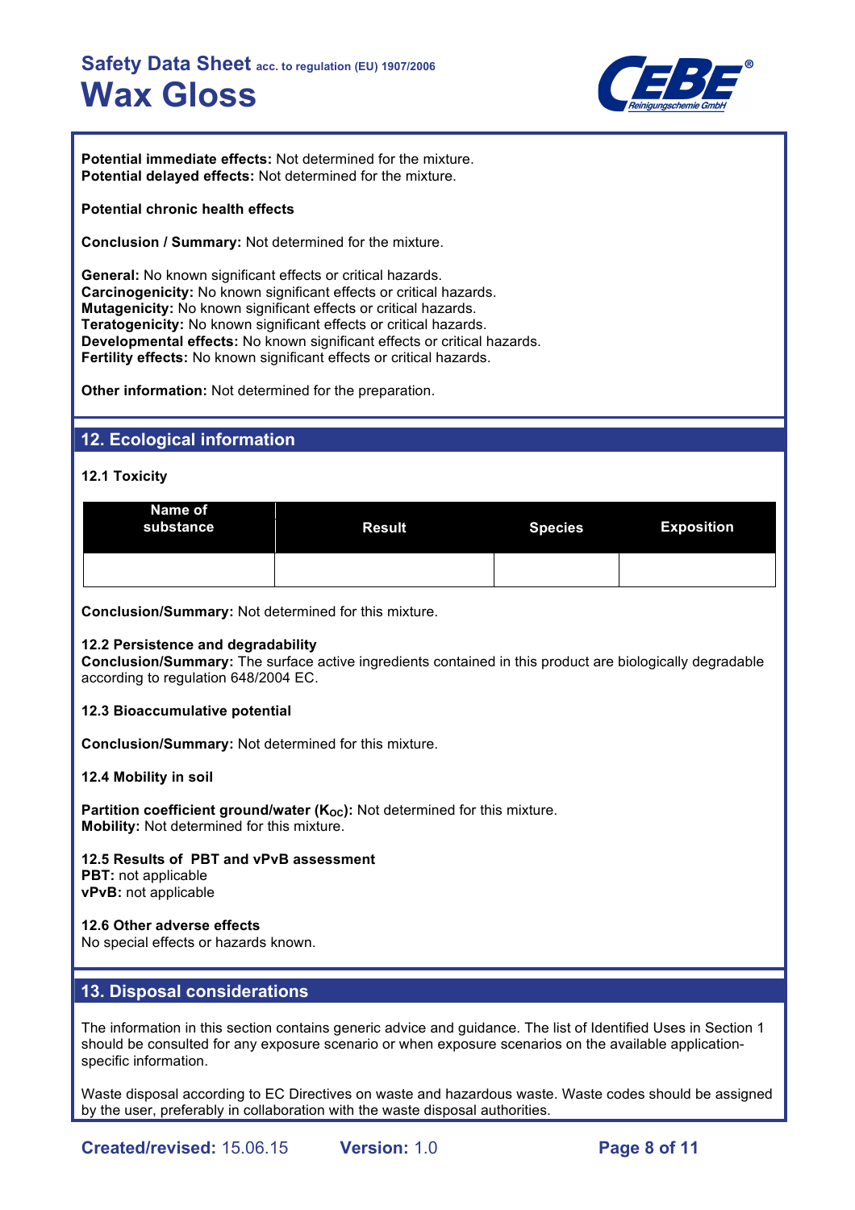**Potential immediate effects:** Not determined for the mixture.
**Potential delayed effects:** Not determined for the mixture.

**Potential chronic health effects**

**Conclusion / Summary:** Not determined for the mixture.

**General:** No known significant effects or critical hazards.
**Carcinogenicity:** No known significant effects or critical hazards.
**Mutagenicity:** No known significant effects or critical hazards.
**Teratogenicity:** No known significant effects or critical hazards.
**Developmental effects:** No known significant effects or critical hazards.
**Fertility effects:** No known significant effects or critical hazards.

**Other information:** Not determined for the preparation.

## 12. Ecological information

**12.1 Toxicity**

| Name of substance | Result | Species | Exposition |
|---|---|---|---|
| | | | |

**Conclusion/Summary:** Not determined for this mixture.

**12.2 Persistence and degradability**
**Conclusion/Summary:** The surface active ingredients contained in this product are biologically degradable according to regulation 648/2004 EC.

**12.3 Bioaccumulative potential**

**Conclusion/Summary:** Not determined for this mixture.

**12.4 Mobility in soil**

**Partition coefficient ground/water ($K_{OC}$):** Not determined for this mixture.
**Mobility:** Not determined for this mixture.

**12.5 Results of PBT and vPvB assessment**
**PBT:** not applicable
**vPvB:** not applicable

**12.6 Other adverse effects**
No special effects or hazards known.

## 13. Disposal considerations

The information in this section contains generic advice and guidance. The list of Identified Uses in Section 1 should be consulted for any exposure scenario or when exposure scenarios on the available application-specific information.

Waste disposal according to EC Directives on waste and hazardous waste. Waste codes should be assigned by the user, preferably in collaboration with the waste disposal authorities.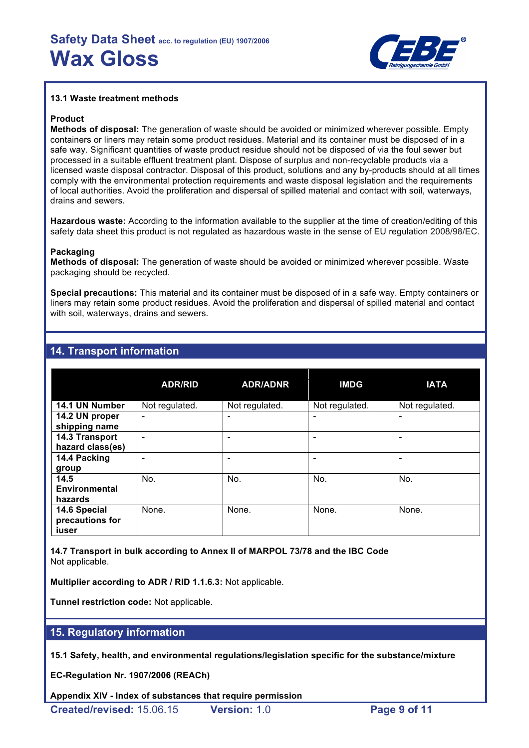### 13.1 Waste treatment methods

**Product**
**Methods of disposal:** The generation of waste should be avoided or minimized wherever possible. Empty containers or liners may retain some product residues. Material and its container must be disposed of in a safe way. Significant quantities of waste product residue should not be disposed of via the foul sewer but processed in a suitable effluent treatment plant. Dispose of surplus and non-recyclable products via a licensed waste disposal contractor. Disposal of this product, solutions and any by-products should at all times comply with the environmental protection requirements and waste disposal legislation and the requirements of local authorities. Avoid the proliferation and dispersal of spilled material and contact with soil, waterways, drains and sewers.

**Hazardous waste:** According to the information available to the supplier at the time of creation/editing of this safety data sheet this product is not regulated as hazardous waste in the sense of EU regulation 2008/98/EC.

**Packaging**
**Methods of disposal:** The generation of waste should be avoided or minimized wherever possible. Waste packaging should be recycled.

**Special precautions:** This material and its container must be disposed of in a safe way. Empty containers or liners may retain some product residues. Avoid the proliferation and dispersal of spilled material and contact with soil, waterways, drains and sewers.

## 14. Transport information

| | ADR/RID | ADR/ADNR | IMDG | IATA |
|---|---|---|---|---|
| **14.1 UN Number** | Not regulated. | Not regulated. | Not regulated. | Not regulated. |
| **14.2 UN proper shipping name** | - | - | - | - |
| **14.3 Transport hazard class(es)** | - | - | - | - |
| **14.4 Packing group** | - | - | - | - |
| **14.5 Environmental hazards** | No. | No. | No. | No. |
| **14.6 Special precautions for iuser** | None. | None. | None. | None. |

**14.7 Transport in bulk according to Annex II of MARPOL 73/78 and the IBC Code**
Not applicable.

**Multiplier according to ADR / RID 1.1.6.3:** Not applicable.

**Tunnel restriction code:** Not applicable.

## 15. Regulatory information

**15.1 Safety, health, and environmental regulations/legislation specific for the substance/mixture**

**EC-Regulation Nr. 1907/2006 (REACh)**

**Appendix XIV - Index of substances that require permission**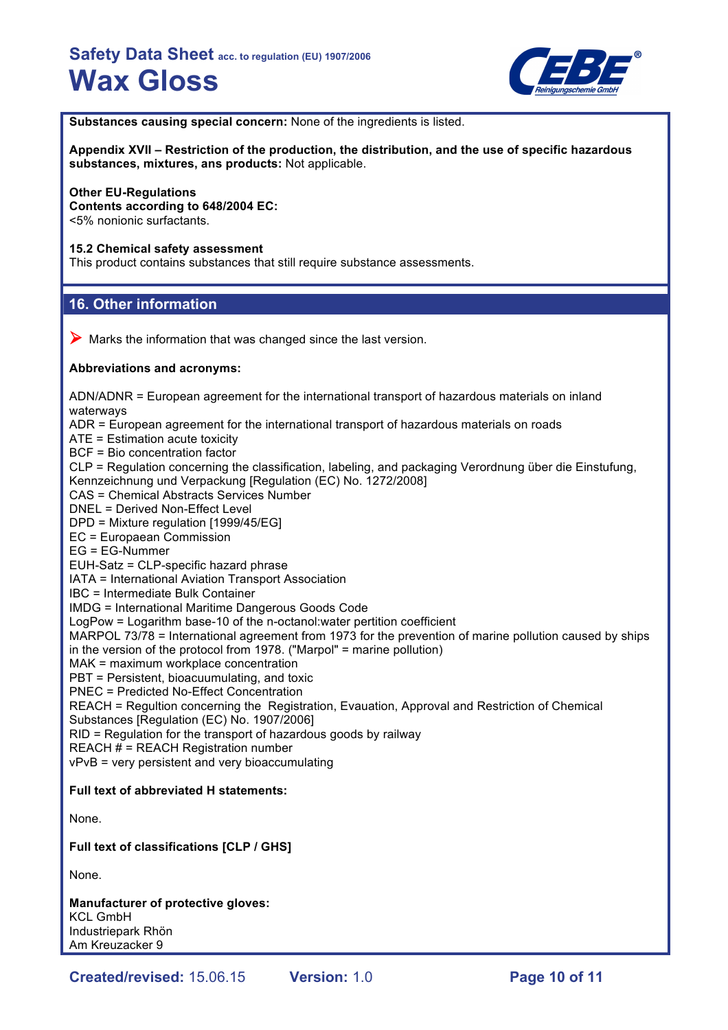**Substances causing special concern:** None of the ingredients is listed.

**Appendix XVII – Restriction of the production, the distribution, and the use of specific hazardous substances, mixtures, ans products:** Not applicable.

**Other EU-Regulations**
**Contents according to 648/2004 EC:**
<5% nonionic surfactants.

**15.2 Chemical safety assessment**
This product contains substances that still require substance assessments.

## 16. Other information

➤ Marks the information that was changed since the last version.

**Abbreviations and acronyms:**

ADN/ADNR = European agreement for the international transport of hazardous materials on inland waterways
ADR = European agreement for the international transport of hazardous materials on roads
ATE = Estimation acute toxicity
BCF = Bio concentration factor
CLP = Regulation concerning the classification, labeling, and packaging Verordnung über die Einstufung, Kennzeichnung und Verpackung [Regulation (EC) No. 1272/2008]
CAS = Chemical Abstracts Services Number
DNEL = Derived Non-Effect Level
DPD = Mixture regulation [1999/45/EG]
EC = Europaean Commission
EG = EG-Nummer
EUH-Satz = CLP-specific hazard phrase
IATA = International Aviation Transport Association
IBC = Intermediate Bulk Container
IMDG = International Maritime Dangerous Goods Code
LogPow = Logarithm base-10 of the n-octanol:water pertition coefficient
MARPOL 73/78 = International agreement from 1973 for the prevention of marine pollution caused by ships in the version of the protocol from 1978. ("Marpol" = marine pollution)
MAK = maximum workplace concentration
PBT = Persistent, bioacuumulating, and toxic
PNEC = Predicted No-Effect Concentration
REACH = Regultion concerning the Registration, Evauation, Approval and Restriction of Chemical Substances [Regulation (EC) No. 1907/2006]
RID = Regulation for the transport of hazardous goods by railway
REACH # = REACH Registration number
vPvB = very persistent and very bioaccumulating

**Full text of abbreviated H statements:**

None.

**Full text of classifications [CLP / GHS]**

None.

**Manufacturer of protective gloves:**
KCL GmbH
Industriepark Rhön
Am Kreuzacker 9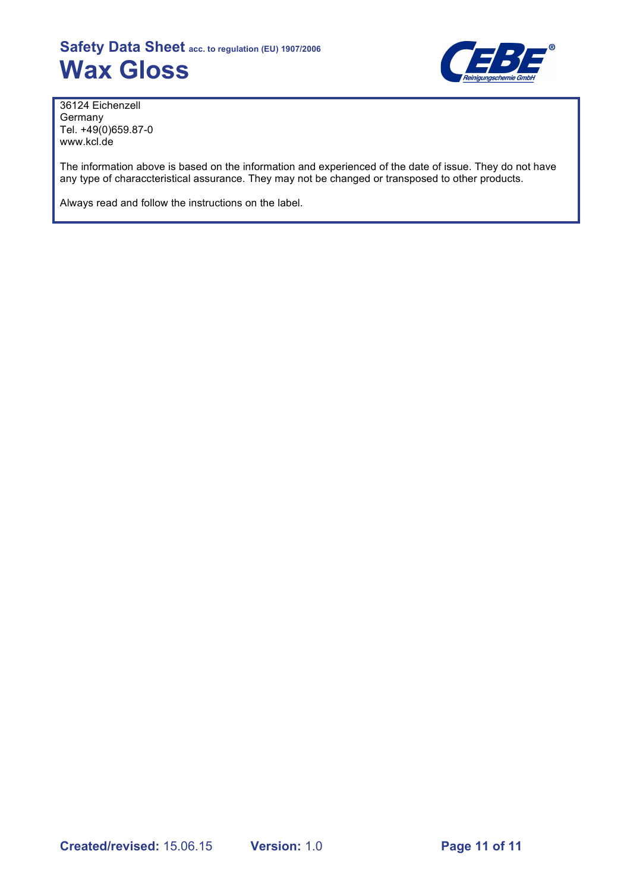36124 Eichenzell
Germany
Tel. +49(0)659.87-0
www.kcl.de

The information above is based on the information and experienced of the date of issue. They do not have any type of characcteristical assurance. They may not be changed or transposed to other products.

Always read and follow the instructions on the label.